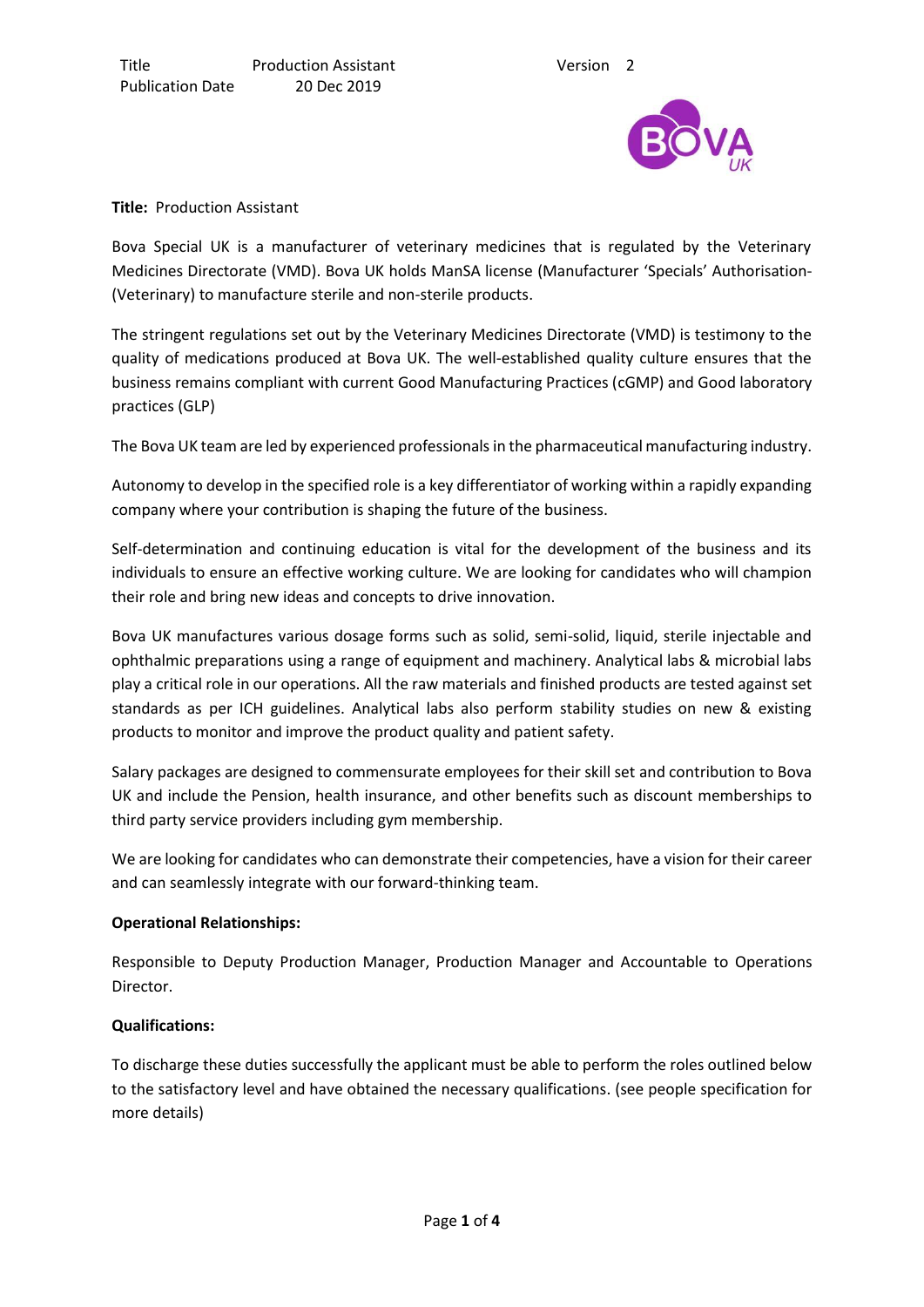| Title | Production Assistant | Version | 2 |
| --- | --- | --- | --- |
| Publication Date | 20 Dec 2019 | | |

**Title:** Production Assistant

Bova Special UK is a manufacturer of veterinary medicines that is regulated by the Veterinary Medicines Directorate (VMD). Bova UK holds ManSA license (Manufacturer 'Specials' Authorisation-(Veterinary) to manufacture sterile and non-sterile products.

The stringent regulations set out by the Veterinary Medicines Directorate (VMD) is testimony to the quality of medications produced at Bova UK. The well-established quality culture ensures that the business remains compliant with current Good Manufacturing Practices (cGMP) and Good laboratory practices (GLP)

The Bova UK team are led by experienced professionals in the pharmaceutical manufacturing industry.

Autonomy to develop in the specified role is a key differentiator of working within a rapidly expanding company where your contribution is shaping the future of the business.

Self-determination and continuing education is vital for the development of the business and its individuals to ensure an effective working culture. We are looking for candidates who will champion their role and bring new ideas and concepts to drive innovation.

Bova UK manufactures various dosage forms such as solid, semi-solid, liquid, sterile injectable and ophthalmic preparations using a range of equipment and machinery. Analytical labs & microbial labs play a critical role in our operations. All the raw materials and finished products are tested against set standards as per ICH guidelines. Analytical labs also perform stability studies on new & existing products to monitor and improve the product quality and patient safety.

Salary packages are designed to commensurate employees for their skill set and contribution to Bova UK and include the Pension, health insurance, and other benefits such as discount memberships to third party service providers including gym membership.

We are looking for candidates who can demonstrate their competencies, have a vision for their career and can seamlessly integrate with our forward-thinking team.

**Operational Relationships:**

Responsible to Deputy Production Manager, Production Manager and Accountable to Operations Director.

**Qualifications:**

To discharge these duties successfully the applicant must be able to perform the roles outlined below to the satisfactory level and have obtained the necessary qualifications. (see people specification for more details)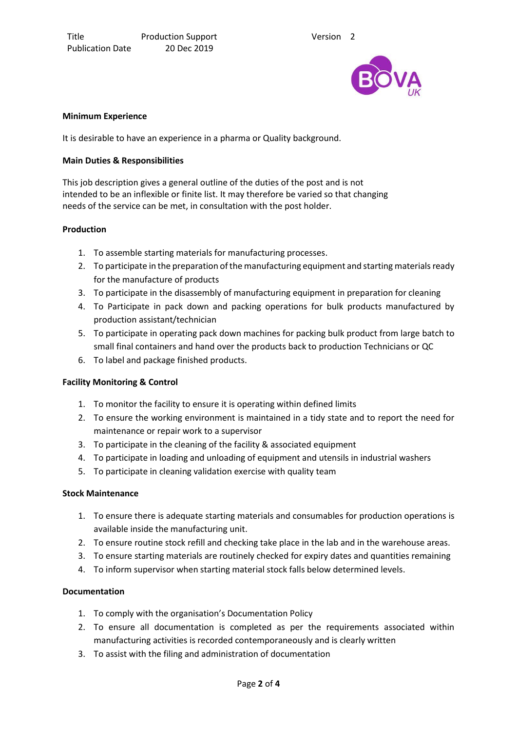**Minimum Experience**

It is desirable to have an experience in a pharma or Quality background.

**Main Duties & Responsibilities**

This job description gives a general outline of the duties of the post and is not intended to be an inflexible or finite list. It may therefore be varied so that changing needs of the service can be met, in consultation with the post holder.

**Production**

1. To assemble starting materials for manufacturing processes.
2. To participate in the preparation of the manufacturing equipment and starting materials ready for the manufacture of products
3. To participate in the disassembly of manufacturing equipment in preparation for cleaning
4. To Participate in pack down and packing operations for bulk products manufactured by production assistant/technician
5. To participate in operating pack down machines for packing bulk product from large batch to small final containers and hand over the products back to production Technicians or QC
6. To label and package finished products.

**Facility Monitoring & Control**

1. To monitor the facility to ensure it is operating within defined limits
2. To ensure the working environment is maintained in a tidy state and to report the need for maintenance or repair work to a supervisor
3. To participate in the cleaning of the facility & associated equipment
4. To participate in loading and unloading of equipment and utensils in industrial washers
5. To participate in cleaning validation exercise with quality team

**Stock Maintenance**

1. To ensure there is adequate starting materials and consumables for production operations is available inside the manufacturing unit.
2. To ensure routine stock refill and checking take place in the lab and in the warehouse areas.
3. To ensure starting materials are routinely checked for expiry dates and quantities remaining
4. To inform supervisor when starting material stock falls below determined levels.

**Documentation**

1. To comply with the organisation's Documentation Policy
2. To ensure all documentation is completed as per the requirements associated within manufacturing activities is recorded contemporaneously and is clearly written
3. To assist with the filing and administration of documentation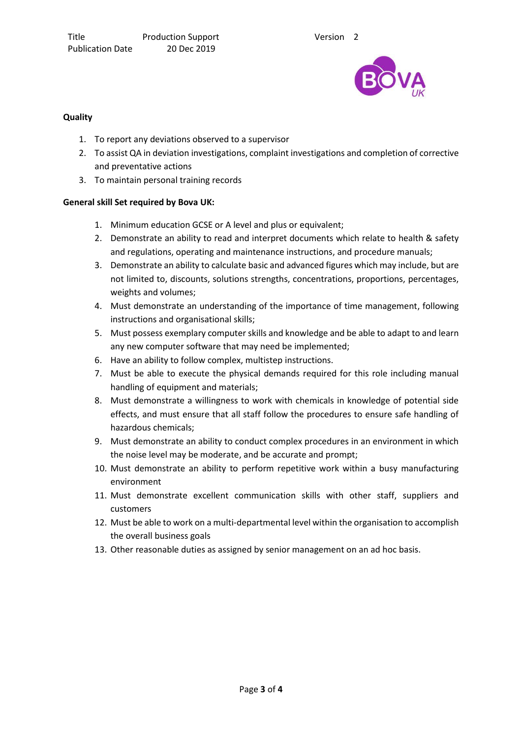**Quality**

1. To report any deviations observed to a supervisor
2. To assist QA in deviation investigations, complaint investigations and completion of corrective and preventative actions
3. To maintain personal training records

**General skill Set required by Bova UK:**

1. Minimum education GCSE or A level and plus or equivalent;
2. Demonstrate an ability to read and interpret documents which relate to health & safety and regulations, operating and maintenance instructions, and procedure manuals;
3. Demonstrate an ability to calculate basic and advanced figures which may include, but are not limited to, discounts, solutions strengths, concentrations, proportions, percentages, weights and volumes;
4. Must demonstrate an understanding of the importance of time management, following instructions and organisational skills;
5. Must possess exemplary computer skills and knowledge and be able to adapt to and learn any new computer software that may need be implemented;
6. Have an ability to follow complex, multistep instructions.
7. Must be able to execute the physical demands required for this role including manual handling of equipment and materials;
8. Must demonstrate a willingness to work with chemicals in knowledge of potential side effects, and must ensure that all staff follow the procedures to ensure safe handling of hazardous chemicals;
9. Must demonstrate an ability to conduct complex procedures in an environment in which the noise level may be moderate, and be accurate and prompt;
10. Must demonstrate an ability to perform repetitive work within a busy manufacturing environment
11. Must demonstrate excellent communication skills with other staff, suppliers and customers
12. Must be able to work on a multi-departmental level within the organisation to accomplish the overall business goals
13. Other reasonable duties as assigned by senior management on an ad hoc basis.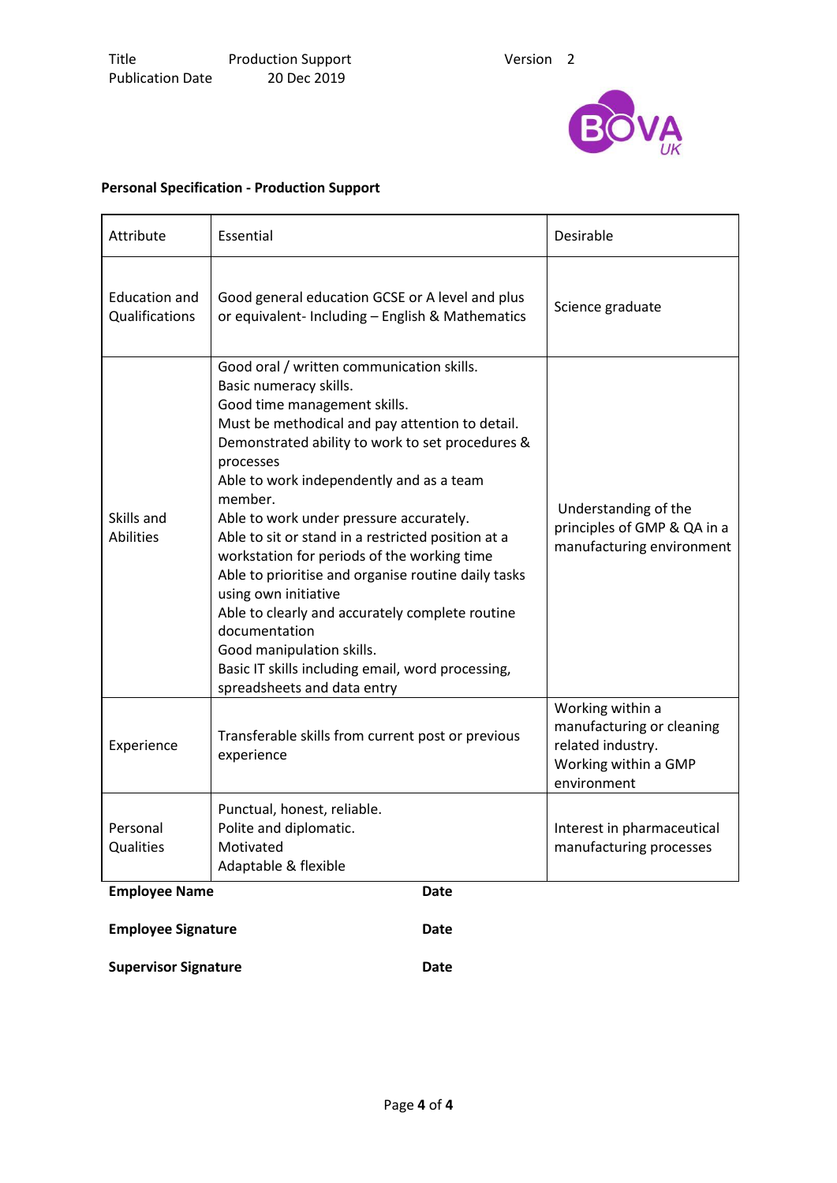## Personal Specification - Production Support

| Attribute | Essential | Desirable |
|---|---|---|
| Education and Qualifications | Good general education GCSE or A level and plus or equivalent- Including – English & Mathematics | Science graduate |
| Skills and Abilities | Good oral / written communication skills.<br>Basic numeracy skills.<br>Good time management skills.<br>Must be methodical and pay attention to detail.<br>Demonstrated ability to work to set procedures & processes<br>Able to work independently and as a team member.<br>Able to work under pressure accurately.<br>Able to sit or stand in a restricted position at a workstation for periods of the working time<br>Able to prioritise and organise routine daily tasks using own initiative<br>Able to clearly and accurately complete routine documentation<br>Good manipulation skills.<br>Basic IT skills including email, word processing, spreadsheets and data entry | Understanding of the principles of GMP & QA in a manufacturing environment |
| Experience | Transferable skills from current post or previous experience | Working within a manufacturing or cleaning related industry.<br>Working within a GMP environment |
| Personal Qualities | Punctual, honest, reliable.<br>Polite and diplomatic.<br>Motivated<br>Adaptable & flexible | Interest in pharmaceutical manufacturing processes |

**Employee Name** **Date**

**Employee Signature** **Date**

**Supervisor Signature** **Date**